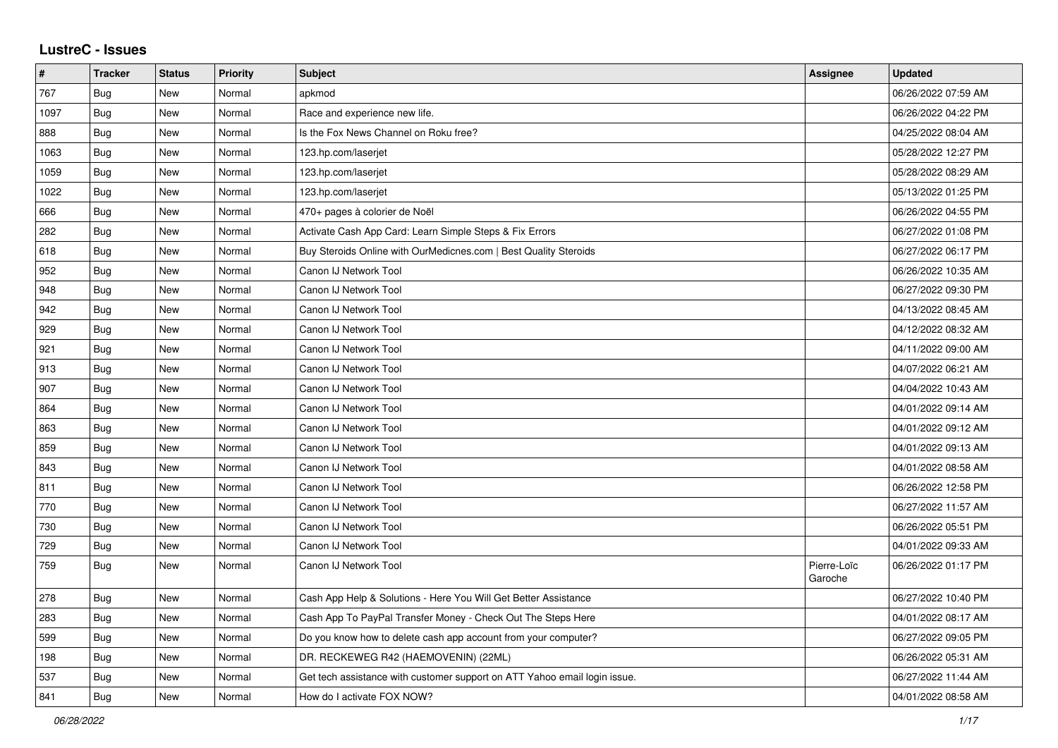# LustreC - Issues

| # | Tracker | Status | Priority | Subject | Assignee | Updated |
|---|---|---|---|---|---|---|
| 767 | Bug | New | Normal | apkmod | | 06/26/2022 07:59 AM |
| 1097 | Bug | New | Normal | Race and experience new life. | | 06/26/2022 04:22 PM |
| 888 | Bug | New | Normal | Is the Fox News Channel on Roku free? | | 04/25/2022 08:04 AM |
| 1063 | Bug | New | Normal | 123.hp.com/laserjet | | 05/28/2022 12:27 PM |
| 1059 | Bug | New | Normal | 123.hp.com/laserjet | | 05/28/2022 08:29 AM |
| 1022 | Bug | New | Normal | 123.hp.com/laserjet | | 05/13/2022 01:25 PM |
| 666 | Bug | New | Normal | 470+ pages à colorier de Noël | | 06/26/2022 04:55 PM |
| 282 | Bug | New | Normal | Activate Cash App Card: Learn Simple Steps & Fix Errors | | 06/27/2022 01:08 PM |
| 618 | Bug | New | Normal | Buy Steroids Online with OurMedicnes.com \| Best Quality Steroids | | 06/27/2022 06:17 PM |
| 952 | Bug | New | Normal | Canon IJ Network Tool | | 06/26/2022 10:35 AM |
| 948 | Bug | New | Normal | Canon IJ Network Tool | | 06/27/2022 09:30 PM |
| 942 | Bug | New | Normal | Canon IJ Network Tool | | 04/13/2022 08:45 AM |
| 929 | Bug | New | Normal | Canon IJ Network Tool | | 04/12/2022 08:32 AM |
| 921 | Bug | New | Normal | Canon IJ Network Tool | | 04/11/2022 09:00 AM |
| 913 | Bug | New | Normal | Canon IJ Network Tool | | 04/07/2022 06:21 AM |
| 907 | Bug | New | Normal | Canon IJ Network Tool | | 04/04/2022 10:43 AM |
| 864 | Bug | New | Normal | Canon IJ Network Tool | | 04/01/2022 09:14 AM |
| 863 | Bug | New | Normal | Canon IJ Network Tool | | 04/01/2022 09:12 AM |
| 859 | Bug | New | Normal | Canon IJ Network Tool | | 04/01/2022 09:13 AM |
| 843 | Bug | New | Normal | Canon IJ Network Tool | | 04/01/2022 08:58 AM |
| 811 | Bug | New | Normal | Canon IJ Network Tool | | 06/26/2022 12:58 PM |
| 770 | Bug | New | Normal | Canon IJ Network Tool | | 06/27/2022 11:57 AM |
| 730 | Bug | New | Normal | Canon IJ Network Tool | | 06/26/2022 05:51 PM |
| 729 | Bug | New | Normal | Canon IJ Network Tool | | 04/01/2022 09:33 AM |
| 759 | Bug | New | Normal | Canon IJ Network Tool | Pierre-Loïc Garoche | 06/26/2022 01:17 PM |
| 278 | Bug | New | Normal | Cash App Help & Solutions - Here You Will Get Better Assistance | | 06/27/2022 10:40 PM |
| 283 | Bug | New | Normal | Cash App To PayPal Transfer Money - Check Out The Steps Here | | 04/01/2022 08:17 AM |
| 599 | Bug | New | Normal | Do you know how to delete cash app account from your computer? | | 06/27/2022 09:05 PM |
| 198 | Bug | New | Normal | DR. RECKEWEG R42 (HAEMOVENIN) (22ML) | | 06/26/2022 05:31 AM |
| 537 | Bug | New | Normal | Get tech assistance with customer support on ATT Yahoo email login issue. | | 06/27/2022 11:44 AM |
| 841 | Bug | New | Normal | How do I activate FOX NOW? | | 04/01/2022 08:58 AM |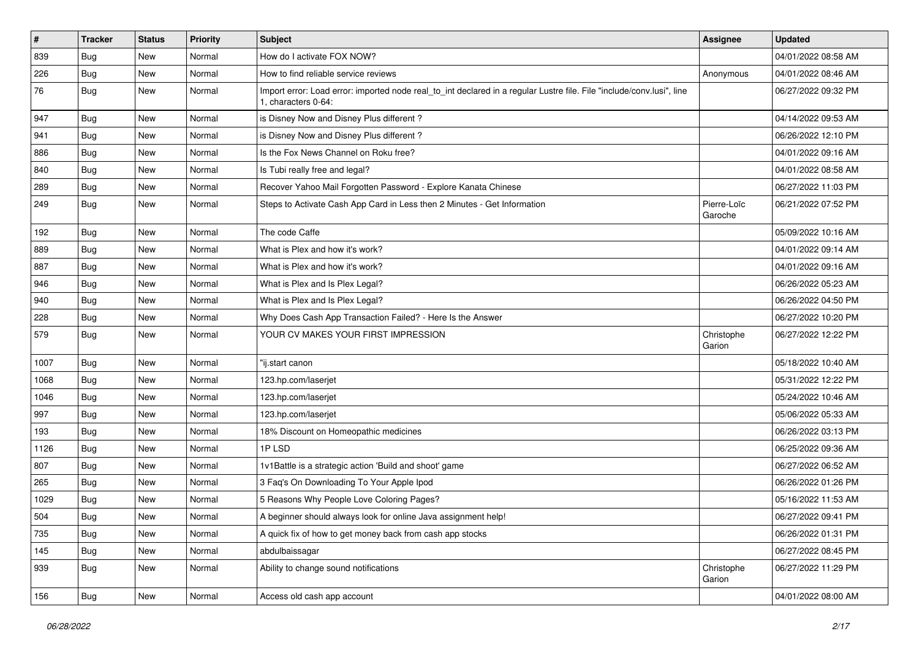| # | Tracker | Status | Priority | Subject | Assignee | Updated |
| --- | --- | --- | --- | --- | --- | --- |
| 839 | Bug | New | Normal | How do I activate FOX NOW? | | 04/01/2022 08:58 AM |
| 226 | Bug | New | Normal | How to find reliable service reviews | Anonymous | 04/01/2022 08:46 AM |
| 76 | Bug | New | Normal | Import error: Load error: imported node real_to_int declared in a regular Lustre file. File "include/conv.lusi", line 1, characters 0-64: | | 06/27/2022 09:32 PM |
| 947 | Bug | New | Normal | is Disney Now and Disney Plus different ? | | 04/14/2022 09:53 AM |
| 941 | Bug | New | Normal | is Disney Now and Disney Plus different ? | | 06/26/2022 12:10 PM |
| 886 | Bug | New | Normal | Is the Fox News Channel on Roku free? | | 04/01/2022 09:16 AM |
| 840 | Bug | New | Normal | Is Tubi really free and legal? | | 04/01/2022 08:58 AM |
| 289 | Bug | New | Normal | Recover Yahoo Mail Forgotten Password - Explore Kanata Chinese | | 06/27/2022 11:03 PM |
| 249 | Bug | New | Normal | Steps to Activate Cash App Card in Less then 2 Minutes - Get Information | Pierre-Loïc Garoche | 06/21/2022 07:52 PM |
| 192 | Bug | New | Normal | The code Caffe | | 05/09/2022 10:16 AM |
| 889 | Bug | New | Normal | What is Plex and how it's work? | | 04/01/2022 09:14 AM |
| 887 | Bug | New | Normal | What is Plex and how it's work? | | 04/01/2022 09:16 AM |
| 946 | Bug | New | Normal | What is Plex and Is Plex Legal? | | 06/26/2022 05:23 AM |
| 940 | Bug | New | Normal | What is Plex and Is Plex Legal? | | 06/26/2022 04:50 PM |
| 228 | Bug | New | Normal | Why Does Cash App Transaction Failed? - Here Is the Answer | | 06/27/2022 10:20 PM |
| 579 | Bug | New | Normal | YOUR CV MAKES YOUR FIRST IMPRESSION | Christophe Garion | 06/27/2022 12:22 PM |
| 1007 | Bug | New | Normal | "ij.start canon | | 05/18/2022 10:40 AM |
| 1068 | Bug | New | Normal | 123.hp.com/laserjet | | 05/31/2022 12:22 PM |
| 1046 | Bug | New | Normal | 123.hp.com/laserjet | | 05/24/2022 10:46 AM |
| 997 | Bug | New | Normal | 123.hp.com/laserjet | | 05/06/2022 05:33 AM |
| 193 | Bug | New | Normal | 18% Discount on Homeopathic medicines | | 06/26/2022 03:13 PM |
| 1126 | Bug | New | Normal | 1P LSD | | 06/25/2022 09:36 AM |
| 807 | Bug | New | Normal | 1v1Battle is a strategic action 'Build and shoot' game | | 06/27/2022 06:52 AM |
| 265 | Bug | New | Normal | 3 Faq's On Downloading To Your Apple Ipod | | 06/26/2022 01:26 PM |
| 1029 | Bug | New | Normal | 5 Reasons Why People Love Coloring Pages? | | 05/16/2022 11:53 AM |
| 504 | Bug | New | Normal | A beginner should always look for online Java assignment help! | | 06/27/2022 09:41 PM |
| 735 | Bug | New | Normal | A quick fix of how to get money back from cash app stocks | | 06/26/2022 01:31 PM |
| 145 | Bug | New | Normal | abdulbaissagar | | 06/27/2022 08:45 PM |
| 939 | Bug | New | Normal | Ability to change sound notifications | Christophe Garion | 06/27/2022 11:29 PM |
| 156 | Bug | New | Normal | Access old cash app account | | 04/01/2022 08:00 AM |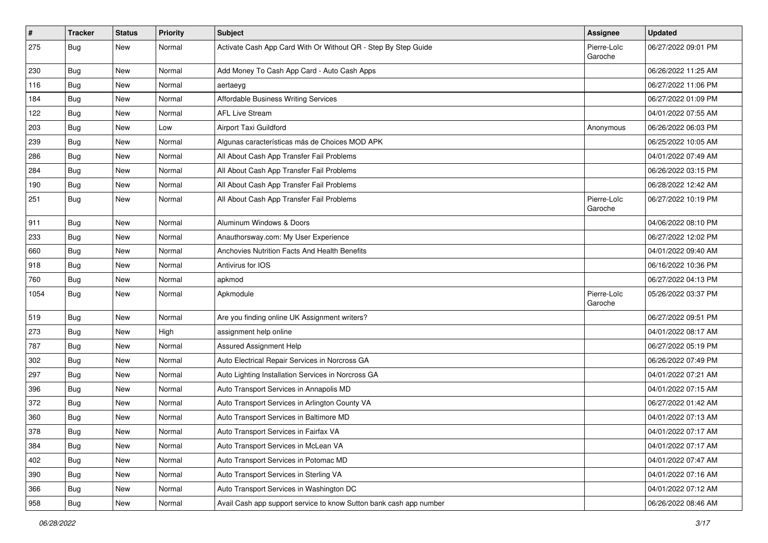| # | Tracker | Status | Priority | Subject | Assignee | Updated |
|---|---|---|---|---|---|---|
| 275 | Bug | New | Normal | Activate Cash App Card With Or Without QR - Step By Step Guide | Pierre-Loïc Garoche | 06/27/2022 09:01 PM |
| 230 | Bug | New | Normal | Add Money To Cash App Card - Auto Cash Apps | | 06/26/2022 11:25 AM |
| 116 | Bug | New | Normal | aertaeyg | | 06/27/2022 11:06 PM |
| 184 | Bug | New | Normal | Affordable Business Writing Services | | 06/27/2022 01:09 PM |
| 122 | Bug | New | Normal | AFL Live Stream | | 04/01/2022 07:55 AM |
| 203 | Bug | New | Low | Airport Taxi Guildford | Anonymous | 06/26/2022 06:03 PM |
| 239 | Bug | New | Normal | Algunas características más de Choices MOD APK | | 06/25/2022 10:05 AM |
| 286 | Bug | New | Normal | All About Cash App Transfer Fail Problems | | 04/01/2022 07:49 AM |
| 284 | Bug | New | Normal | All About Cash App Transfer Fail Problems | | 06/26/2022 03:15 PM |
| 190 | Bug | New | Normal | All About Cash App Transfer Fail Problems | | 06/28/2022 12:42 AM |
| 251 | Bug | New | Normal | All About Cash App Transfer Fail Problems | Pierre-Loïc Garoche | 06/27/2022 10:19 PM |
| 911 | Bug | New | Normal | Aluminum Windows & Doors | | 04/06/2022 08:10 PM |
| 233 | Bug | New | Normal | Anauthorsway.com: My User Experience | | 06/27/2022 12:02 PM |
| 660 | Bug | New | Normal | Anchovies Nutrition Facts And Health Benefits | | 04/01/2022 09:40 AM |
| 918 | Bug | New | Normal | Antivirus for IOS | | 06/16/2022 10:36 PM |
| 760 | Bug | New | Normal | apkmod | | 06/27/2022 04:13 PM |
| 1054 | Bug | New | Normal | Apkmodule | Pierre-Loïc Garoche | 05/26/2022 03:37 PM |
| 519 | Bug | New | Normal | Are you finding online UK Assignment writers? | | 06/27/2022 09:51 PM |
| 273 | Bug | New | High | assignment help online | | 04/01/2022 08:17 AM |
| 787 | Bug | New | Normal | Assured Assignment Help | | 06/27/2022 05:19 PM |
| 302 | Bug | New | Normal | Auto Electrical Repair Services in Norcross GA | | 06/26/2022 07:49 PM |
| 297 | Bug | New | Normal | Auto Lighting Installation Services in Norcross GA | | 04/01/2022 07:21 AM |
| 396 | Bug | New | Normal | Auto Transport Services in Annapolis MD | | 04/01/2022 07:15 AM |
| 372 | Bug | New | Normal | Auto Transport Services in Arlington County VA | | 06/27/2022 01:42 AM |
| 360 | Bug | New | Normal | Auto Transport Services in Baltimore MD | | 04/01/2022 07:13 AM |
| 378 | Bug | New | Normal | Auto Transport Services in Fairfax VA | | 04/01/2022 07:17 AM |
| 384 | Bug | New | Normal | Auto Transport Services in McLean VA | | 04/01/2022 07:17 AM |
| 402 | Bug | New | Normal | Auto Transport Services in Potomac MD | | 04/01/2022 07:47 AM |
| 390 | Bug | New | Normal | Auto Transport Services in Sterling VA | | 04/01/2022 07:16 AM |
| 366 | Bug | New | Normal | Auto Transport Services in Washington DC | | 04/01/2022 07:12 AM |
| 958 | Bug | New | Normal | Avail Cash app support service to know Sutton bank cash app number | | 06/26/2022 08:46 AM |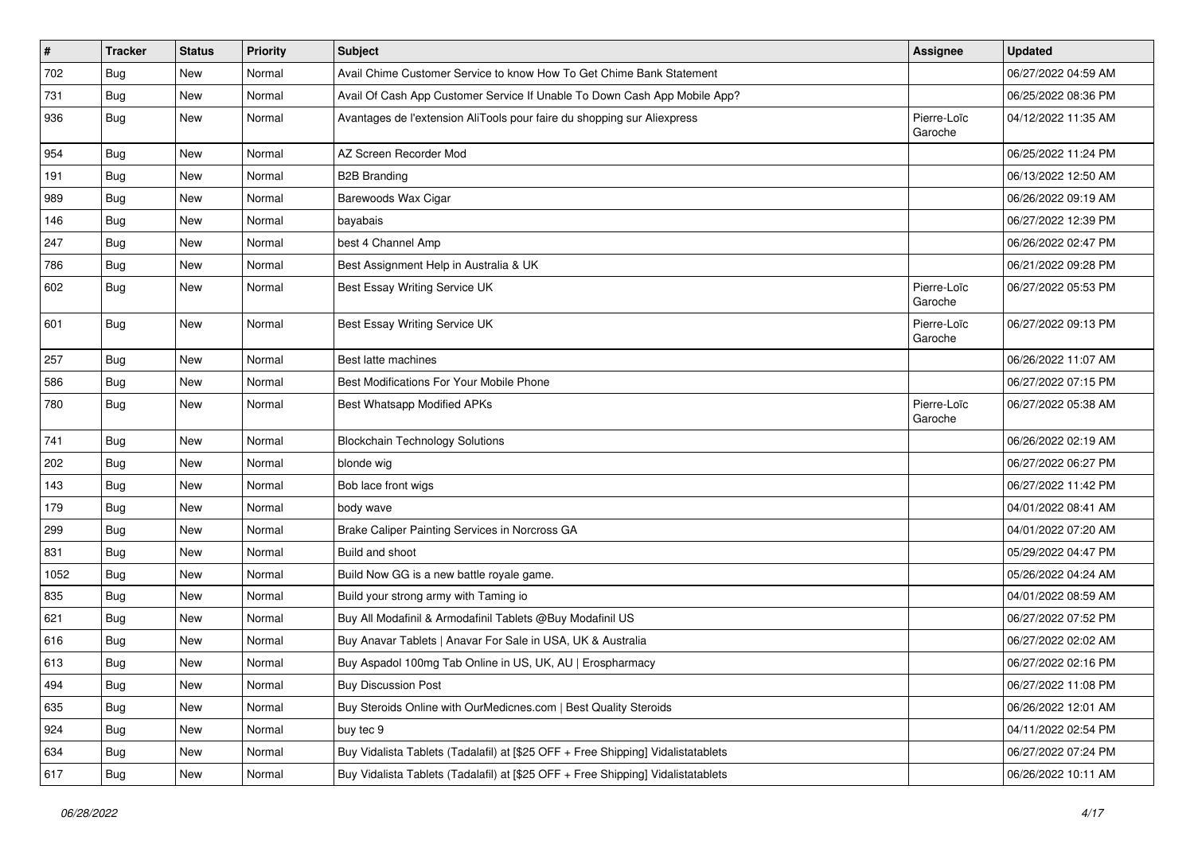| # | Tracker | Status | Priority | Subject | Assignee | Updated |
|---|---|---|---|---|---|---|
| 702 | Bug | New | Normal | Avail Chime Customer Service to know How To Get Chime Bank Statement | | 06/27/2022 04:59 AM |
| 731 | Bug | New | Normal | Avail Of Cash App Customer Service If Unable To Down Cash App Mobile App? | | 06/25/2022 08:36 PM |
| 936 | Bug | New | Normal | Avantages de l'extension AliTools pour faire du shopping sur Aliexpress | Pierre-Loïc Garoche | 04/12/2022 11:35 AM |
| 954 | Bug | New | Normal | AZ Screen Recorder Mod | | 06/25/2022 11:24 PM |
| 191 | Bug | New | Normal | B2B Branding | | 06/13/2022 12:50 AM |
| 989 | Bug | New | Normal | Barewoods Wax Cigar | | 06/26/2022 09:19 AM |
| 146 | Bug | New | Normal | bayabais | | 06/27/2022 12:39 PM |
| 247 | Bug | New | Normal | best 4 Channel Amp | | 06/26/2022 02:47 PM |
| 786 | Bug | New | Normal | Best Assignment Help in Australia & UK | | 06/21/2022 09:28 PM |
| 602 | Bug | New | Normal | Best Essay Writing Service UK | Pierre-Loïc Garoche | 06/27/2022 05:53 PM |
| 601 | Bug | New | Normal | Best Essay Writing Service UK | Pierre-Loïc Garoche | 06/27/2022 09:13 PM |
| 257 | Bug | New | Normal | Best latte machines | | 06/26/2022 11:07 AM |
| 586 | Bug | New | Normal | Best Modifications For Your Mobile Phone | | 06/27/2022 07:15 PM |
| 780 | Bug | New | Normal | Best Whatsapp Modified APKs | Pierre-Loïc Garoche | 06/27/2022 05:38 AM |
| 741 | Bug | New | Normal | Blockchain Technology Solutions | | 06/26/2022 02:19 AM |
| 202 | Bug | New | Normal | blonde wig | | 06/27/2022 06:27 PM |
| 143 | Bug | New | Normal | Bob lace front wigs | | 06/27/2022 11:42 PM |
| 179 | Bug | New | Normal | body wave | | 04/01/2022 08:41 AM |
| 299 | Bug | New | Normal | Brake Caliper Painting Services in Norcross GA | | 04/01/2022 07:20 AM |
| 831 | Bug | New | Normal | Build and shoot | | 05/29/2022 04:47 PM |
| 1052 | Bug | New | Normal | Build Now GG is a new battle royale game. | | 05/26/2022 04:24 AM |
| 835 | Bug | New | Normal | Build your strong army with Taming io | | 04/01/2022 08:59 AM |
| 621 | Bug | New | Normal | Buy All Modafinil & Armodafinil Tablets @Buy Modafinil US | | 06/27/2022 07:52 PM |
| 616 | Bug | New | Normal | Buy Anavar Tablets \| Anavar For Sale in USA, UK & Australia | | 06/27/2022 02:02 AM |
| 613 | Bug | New | Normal | Buy Aspadol 100mg Tab Online in US, UK, AU \| Erospharmacy | | 06/27/2022 02:16 PM |
| 494 | Bug | New | Normal | Buy Discussion Post | | 06/27/2022 11:08 PM |
| 635 | Bug | New | Normal | Buy Steroids Online with OurMedicnes.com \| Best Quality Steroids | | 06/26/2022 12:01 AM |
| 924 | Bug | New | Normal | buy tec 9 | | 04/11/2022 02:54 PM |
| 634 | Bug | New | Normal | Buy Vidalista Tablets (Tadalafil) at [$25 OFF + Free Shipping] Vidalistatablets | | 06/27/2022 07:24 PM |
| 617 | Bug | New | Normal | Buy Vidalista Tablets (Tadalafil) at [$25 OFF + Free Shipping] Vidalistatablets | | 06/26/2022 10:11 AM |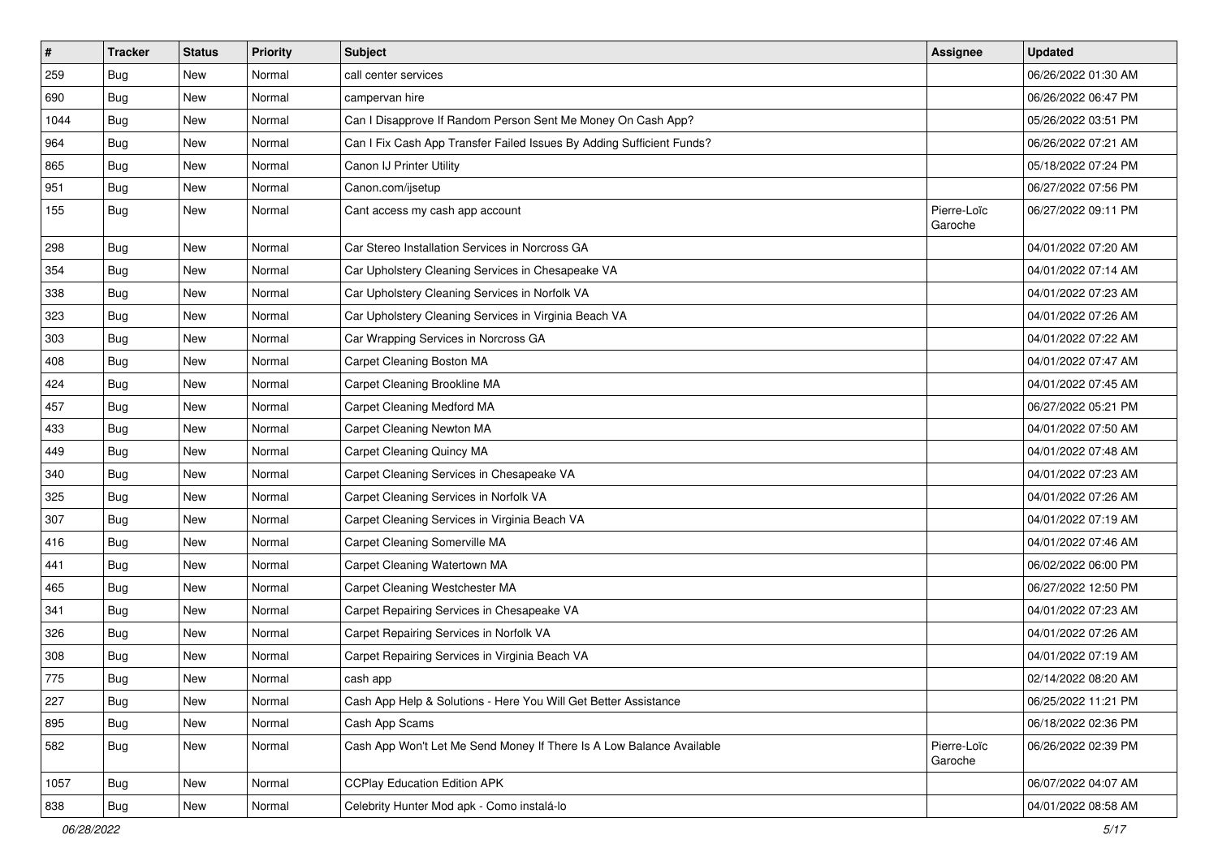| # | Tracker | Status | Priority | Subject | Assignee | Updated |
|---|---|---|---|---|---|---|
| 259 | Bug | New | Normal | call center services | | 06/26/2022 01:30 AM |
| 690 | Bug | New | Normal | campervan hire | | 06/26/2022 06:47 PM |
| 1044 | Bug | New | Normal | Can I Disapprove If Random Person Sent Me Money On Cash App? | | 05/26/2022 03:51 PM |
| 964 | Bug | New | Normal | Can I Fix Cash App Transfer Failed Issues By Adding Sufficient Funds? | | 06/26/2022 07:21 AM |
| 865 | Bug | New | Normal | Canon IJ Printer Utility | | 05/18/2022 07:24 PM |
| 951 | Bug | New | Normal | Canon.com/ijsetup | | 06/27/2022 07:56 PM |
| 155 | Bug | New | Normal | Cant access my cash app account | Pierre-Loïc Garoche | 06/27/2022 09:11 PM |
| 298 | Bug | New | Normal | Car Stereo Installation Services in Norcross GA | | 04/01/2022 07:20 AM |
| 354 | Bug | New | Normal | Car Upholstery Cleaning Services in Chesapeake VA | | 04/01/2022 07:14 AM |
| 338 | Bug | New | Normal | Car Upholstery Cleaning Services in Norfolk VA | | 04/01/2022 07:23 AM |
| 323 | Bug | New | Normal | Car Upholstery Cleaning Services in Virginia Beach VA | | 04/01/2022 07:26 AM |
| 303 | Bug | New | Normal | Car Wrapping Services in Norcross GA | | 04/01/2022 07:22 AM |
| 408 | Bug | New | Normal | Carpet Cleaning Boston MA | | 04/01/2022 07:47 AM |
| 424 | Bug | New | Normal | Carpet Cleaning Brookline MA | | 04/01/2022 07:45 AM |
| 457 | Bug | New | Normal | Carpet Cleaning Medford MA | | 06/27/2022 05:21 PM |
| 433 | Bug | New | Normal | Carpet Cleaning Newton MA | | 04/01/2022 07:50 AM |
| 449 | Bug | New | Normal | Carpet Cleaning Quincy MA | | 04/01/2022 07:48 AM |
| 340 | Bug | New | Normal | Carpet Cleaning Services in Chesapeake VA | | 04/01/2022 07:23 AM |
| 325 | Bug | New | Normal | Carpet Cleaning Services in Norfolk VA | | 04/01/2022 07:26 AM |
| 307 | Bug | New | Normal | Carpet Cleaning Services in Virginia Beach VA | | 04/01/2022 07:19 AM |
| 416 | Bug | New | Normal | Carpet Cleaning Somerville MA | | 04/01/2022 07:46 AM |
| 441 | Bug | New | Normal | Carpet Cleaning Watertown MA | | 06/02/2022 06:00 PM |
| 465 | Bug | New | Normal | Carpet Cleaning Westchester MA | | 06/27/2022 12:50 PM |
| 341 | Bug | New | Normal | Carpet Repairing Services in Chesapeake VA | | 04/01/2022 07:23 AM |
| 326 | Bug | New | Normal | Carpet Repairing Services in Norfolk VA | | 04/01/2022 07:26 AM |
| 308 | Bug | New | Normal | Carpet Repairing Services in Virginia Beach VA | | 04/01/2022 07:19 AM |
| 775 | Bug | New | Normal | cash app | | 02/14/2022 08:20 AM |
| 227 | Bug | New | Normal | Cash App Help & Solutions - Here You Will Get Better Assistance | | 06/25/2022 11:21 PM |
| 895 | Bug | New | Normal | Cash App Scams | | 06/18/2022 02:36 PM |
| 582 | Bug | New | Normal | Cash App Won't Let Me Send Money If There Is A Low Balance Available | Pierre-Loïc Garoche | 06/26/2022 02:39 PM |
| 1057 | Bug | New | Normal | CCPlay Education Edition APK | | 06/07/2022 04:07 AM |
| 838 | Bug | New | Normal | Celebrity Hunter Mod apk - Como instalá-lo | | 04/01/2022 08:58 AM |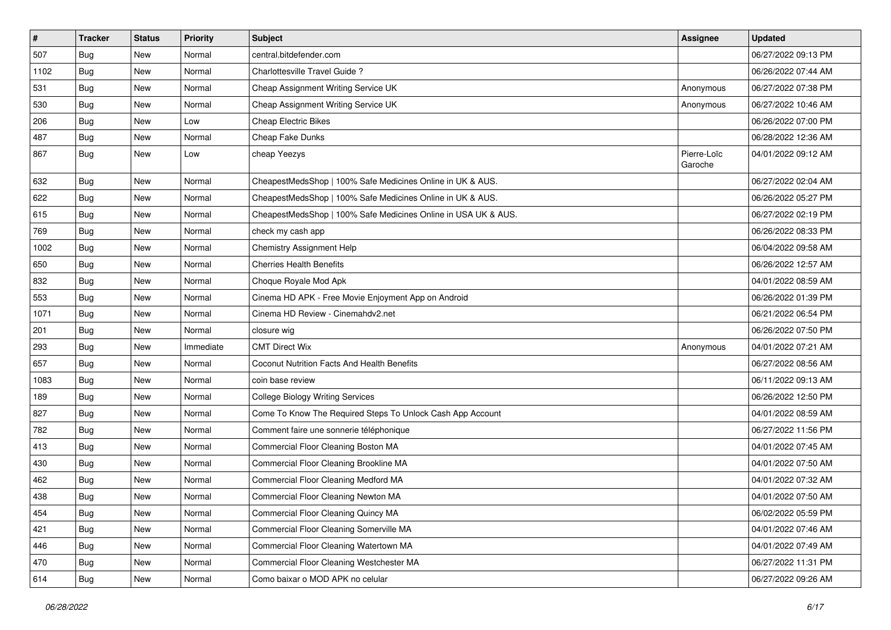| # | Tracker | Status | Priority | Subject | Assignee | Updated |
|---|---|---|---|---|---|---|
| 507 | Bug | New | Normal | central.bitdefender.com | | 06/27/2022 09:13 PM |
| 1102 | Bug | New | Normal | Charlottesville Travel Guide ? | | 06/26/2022 07:44 AM |
| 531 | Bug | New | Normal | Cheap Assignment Writing Service UK | Anonymous | 06/27/2022 07:38 PM |
| 530 | Bug | New | Normal | Cheap Assignment Writing Service UK | Anonymous | 06/27/2022 10:46 AM |
| 206 | Bug | New | Low | Cheap Electric Bikes | | 06/26/2022 07:00 PM |
| 487 | Bug | New | Normal | Cheap Fake Dunks | | 06/28/2022 12:36 AM |
| 867 | Bug | New | Low | cheap Yeezys | Pierre-Loïc Garoche | 04/01/2022 09:12 AM |
| 632 | Bug | New | Normal | CheapestMedsShop \| 100% Safe Medicines Online in UK & AUS. | | 06/27/2022 02:04 AM |
| 622 | Bug | New | Normal | CheapestMedsShop \| 100% Safe Medicines Online in UK & AUS. | | 06/26/2022 05:27 PM |
| 615 | Bug | New | Normal | CheapestMedsShop \| 100% Safe Medicines Online in USA UK & AUS. | | 06/27/2022 02:19 PM |
| 769 | Bug | New | Normal | check my cash app | | 06/26/2022 08:33 PM |
| 1002 | Bug | New | Normal | Chemistry Assignment Help | | 06/04/2022 09:58 AM |
| 650 | Bug | New | Normal | Cherries Health Benefits | | 06/26/2022 12:57 AM |
| 832 | Bug | New | Normal | Choque Royale Mod Apk | | 04/01/2022 08:59 AM |
| 553 | Bug | New | Normal | Cinema HD APK - Free Movie Enjoyment App on Android | | 06/26/2022 01:39 PM |
| 1071 | Bug | New | Normal | Cinema HD Review - Cinemahdv2.net | | 06/21/2022 06:54 PM |
| 201 | Bug | New | Normal | closure wig | | 06/26/2022 07:50 PM |
| 293 | Bug | New | Immediate | CMT Direct Wix | Anonymous | 04/01/2022 07:21 AM |
| 657 | Bug | New | Normal | Coconut Nutrition Facts And Health Benefits | | 06/27/2022 08:56 AM |
| 1083 | Bug | New | Normal | coin base review | | 06/11/2022 09:13 AM |
| 189 | Bug | New | Normal | College Biology Writing Services | | 06/26/2022 12:50 PM |
| 827 | Bug | New | Normal | Come To Know The Required Steps To Unlock Cash App Account | | 04/01/2022 08:59 AM |
| 782 | Bug | New | Normal | Comment faire une sonnerie téléphonique | | 06/27/2022 11:56 PM |
| 413 | Bug | New | Normal | Commercial Floor Cleaning Boston MA | | 04/01/2022 07:45 AM |
| 430 | Bug | New | Normal | Commercial Floor Cleaning Brookline MA | | 04/01/2022 07:50 AM |
| 462 | Bug | New | Normal | Commercial Floor Cleaning Medford MA | | 04/01/2022 07:32 AM |
| 438 | Bug | New | Normal | Commercial Floor Cleaning Newton MA | | 04/01/2022 07:50 AM |
| 454 | Bug | New | Normal | Commercial Floor Cleaning Quincy MA | | 06/02/2022 05:59 PM |
| 421 | Bug | New | Normal | Commercial Floor Cleaning Somerville MA | | 04/01/2022 07:46 AM |
| 446 | Bug | New | Normal | Commercial Floor Cleaning Watertown MA | | 04/01/2022 07:49 AM |
| 470 | Bug | New | Normal | Commercial Floor Cleaning Westchester MA | | 06/27/2022 11:31 PM |
| 614 | Bug | New | Normal | Como baixar o MOD APK no celular | | 06/27/2022 09:26 AM |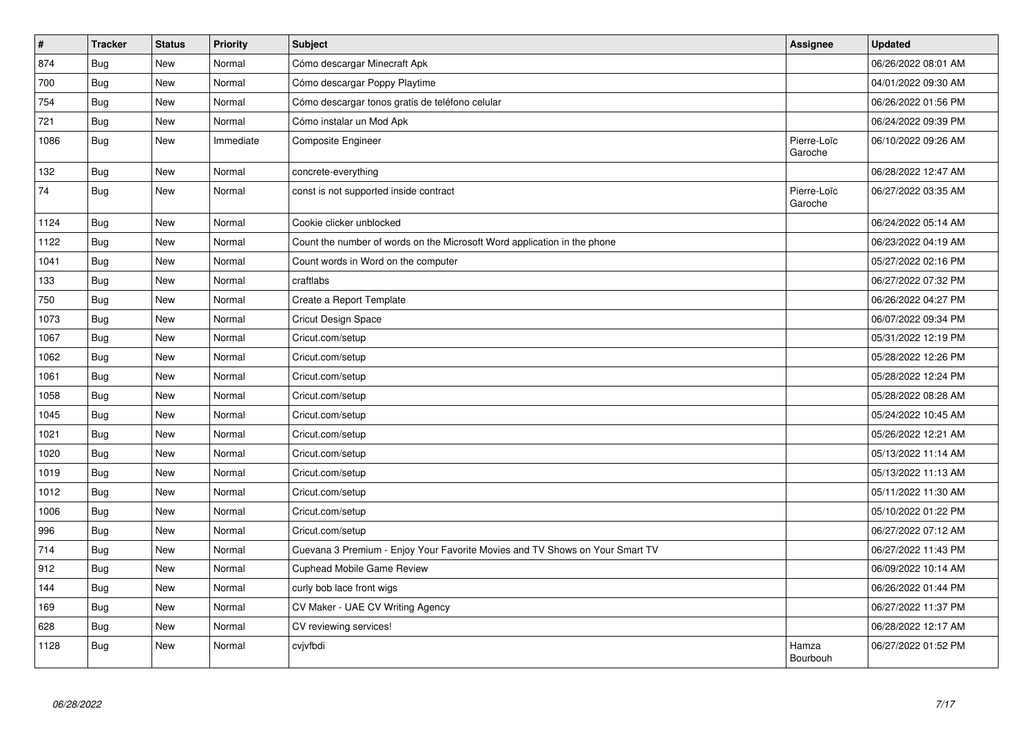| # | Tracker | Status | Priority | Subject | Assignee | Updated |
| --- | --- | --- | --- | --- | --- | --- |
| 874 | Bug | New | Normal | Cómo descargar Minecraft Apk | | 06/26/2022 08:01 AM |
| 700 | Bug | New | Normal | Cómo descargar Poppy Playtime | | 04/01/2022 09:30 AM |
| 754 | Bug | New | Normal | Cómo descargar tonos gratis de teléfono celular | | 06/26/2022 01:56 PM |
| 721 | Bug | New | Normal | Cómo instalar un Mod Apk | | 06/24/2022 09:39 PM |
| 1086 | Bug | New | Immediate | Composite Engineer | Pierre-Loïc Garoche | 06/10/2022 09:26 AM |
| 132 | Bug | New | Normal | concrete-everything | | 06/28/2022 12:47 AM |
| 74 | Bug | New | Normal | const is not supported inside contract | Pierre-Loïc Garoche | 06/27/2022 03:35 AM |
| 1124 | Bug | New | Normal | Cookie clicker unblocked | | 06/24/2022 05:14 AM |
| 1122 | Bug | New | Normal | Count the number of words on the Microsoft Word application in the phone | | 06/23/2022 04:19 AM |
| 1041 | Bug | New | Normal | Count words in Word on the computer | | 05/27/2022 02:16 PM |
| 133 | Bug | New | Normal | craftlabs | | 06/27/2022 07:32 PM |
| 750 | Bug | New | Normal | Create a Report Template | | 06/26/2022 04:27 PM |
| 1073 | Bug | New | Normal | Cricut Design Space | | 06/07/2022 09:34 PM |
| 1067 | Bug | New | Normal | Cricut.com/setup | | 05/31/2022 12:19 PM |
| 1062 | Bug | New | Normal | Cricut.com/setup | | 05/28/2022 12:26 PM |
| 1061 | Bug | New | Normal | Cricut.com/setup | | 05/28/2022 12:24 PM |
| 1058 | Bug | New | Normal | Cricut.com/setup | | 05/28/2022 08:28 AM |
| 1045 | Bug | New | Normal | Cricut.com/setup | | 05/24/2022 10:45 AM |
| 1021 | Bug | New | Normal | Cricut.com/setup | | 05/26/2022 12:21 AM |
| 1020 | Bug | New | Normal | Cricut.com/setup | | 05/13/2022 11:14 AM |
| 1019 | Bug | New | Normal | Cricut.com/setup | | 05/13/2022 11:13 AM |
| 1012 | Bug | New | Normal | Cricut.com/setup | | 05/11/2022 11:30 AM |
| 1006 | Bug | New | Normal | Cricut.com/setup | | 05/10/2022 01:22 PM |
| 996 | Bug | New | Normal | Cricut.com/setup | | 06/27/2022 07:12 AM |
| 714 | Bug | New | Normal | Cuevana 3 Premium - Enjoy Your Favorite Movies and TV Shows on Your Smart TV | | 06/27/2022 11:43 PM |
| 912 | Bug | New | Normal | Cuphead Mobile Game Review | | 06/09/2022 10:14 AM |
| 144 | Bug | New | Normal | curly bob lace front wigs | | 06/26/2022 01:44 PM |
| 169 | Bug | New | Normal | CV Maker - UAE CV Writing Agency | | 06/27/2022 11:37 PM |
| 628 | Bug | New | Normal | CV reviewing services! | | 06/28/2022 12:17 AM |
| 1128 | Bug | New | Normal | cvjvfbdi | Hamza Bourbouh | 06/27/2022 01:52 PM |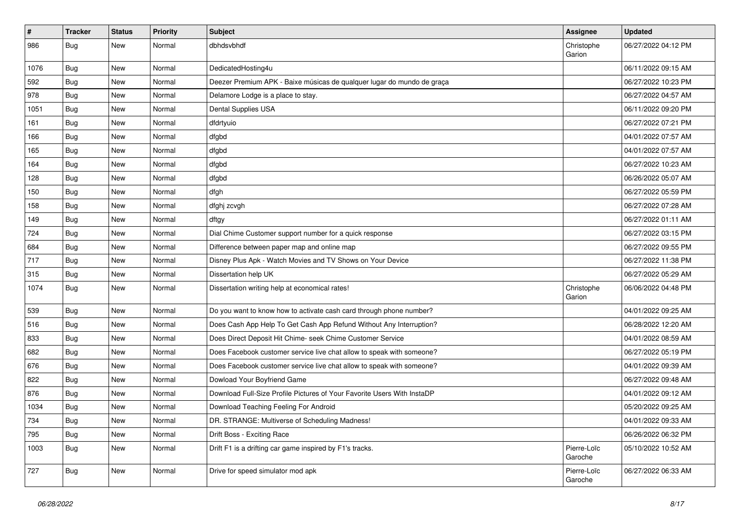| # | Tracker | Status | Priority | Subject | Assignee | Updated |
|---|---|---|---|---|---|---|
| 986 | Bug | New | Normal | dbhdsvbhdf | Christophe Garion | 06/27/2022 04:12 PM |
| 1076 | Bug | New | Normal | DedicatedHosting4u | | 06/11/2022 09:15 AM |
| 592 | Bug | New | Normal | Deezer Premium APK - Baixe músicas de qualquer lugar do mundo de graça | | 06/27/2022 10:23 PM |
| 978 | Bug | New | Normal | Delamore Lodge is a place to stay. | | 06/27/2022 04:57 AM |
| 1051 | Bug | New | Normal | Dental Supplies USA | | 06/11/2022 09:20 PM |
| 161 | Bug | New | Normal | dfdrtyuio | | 06/27/2022 07:21 PM |
| 166 | Bug | New | Normal | dfgbd | | 04/01/2022 07:57 AM |
| 165 | Bug | New | Normal | dfgbd | | 04/01/2022 07:57 AM |
| 164 | Bug | New | Normal | dfgbd | | 06/27/2022 10:23 AM |
| 128 | Bug | New | Normal | dfgbd | | 06/26/2022 05:07 AM |
| 150 | Bug | New | Normal | dfgh | | 06/27/2022 05:59 PM |
| 158 | Bug | New | Normal | dfghj zcvgh | | 06/27/2022 07:28 AM |
| 149 | Bug | New | Normal | dftgy | | 06/27/2022 01:11 AM |
| 724 | Bug | New | Normal | Dial Chime Customer support number for a quick response | | 06/27/2022 03:15 PM |
| 684 | Bug | New | Normal | Difference between paper map and online map | | 06/27/2022 09:55 PM |
| 717 | Bug | New | Normal | Disney Plus Apk - Watch Movies and TV Shows on Your Device | | 06/27/2022 11:38 PM |
| 315 | Bug | New | Normal | Dissertation help UK | | 06/27/2022 05:29 AM |
| 1074 | Bug | New | Normal | Dissertation writing help at economical rates! | Christophe Garion | 06/06/2022 04:48 PM |
| 539 | Bug | New | Normal | Do you want to know how to activate cash card through phone number? | | 04/01/2022 09:25 AM |
| 516 | Bug | New | Normal | Does Cash App Help To Get Cash App Refund Without Any Interruption? | | 06/28/2022 12:20 AM |
| 833 | Bug | New | Normal | Does Direct Deposit Hit Chime- seek Chime Customer Service | | 04/01/2022 08:59 AM |
| 682 | Bug | New | Normal | Does Facebook customer service live chat allow to speak with someone? | | 06/27/2022 05:19 PM |
| 676 | Bug | New | Normal | Does Facebook customer service live chat allow to speak with someone? | | 04/01/2022 09:39 AM |
| 822 | Bug | New | Normal | Dowload Your Boyfriend Game | | 06/27/2022 09:48 AM |
| 876 | Bug | New | Normal | Download Full-Size Profile Pictures of Your Favorite Users With InstaDP | | 04/01/2022 09:12 AM |
| 1034 | Bug | New | Normal | Download Teaching Feeling For Android | | 05/20/2022 09:25 AM |
| 734 | Bug | New | Normal | DR. STRANGE: Multiverse of Scheduling Madness! | | 04/01/2022 09:33 AM |
| 795 | Bug | New | Normal | Drift Boss - Exciting Race | | 06/26/2022 06:32 PM |
| 1003 | Bug | New | Normal | Drift F1 is a drifting car game inspired by F1's tracks. | Pierre-Loïc Garoche | 05/10/2022 10:52 AM |
| 727 | Bug | New | Normal | Drive for speed simulator mod apk | Pierre-Loïc Garoche | 06/27/2022 06:33 AM |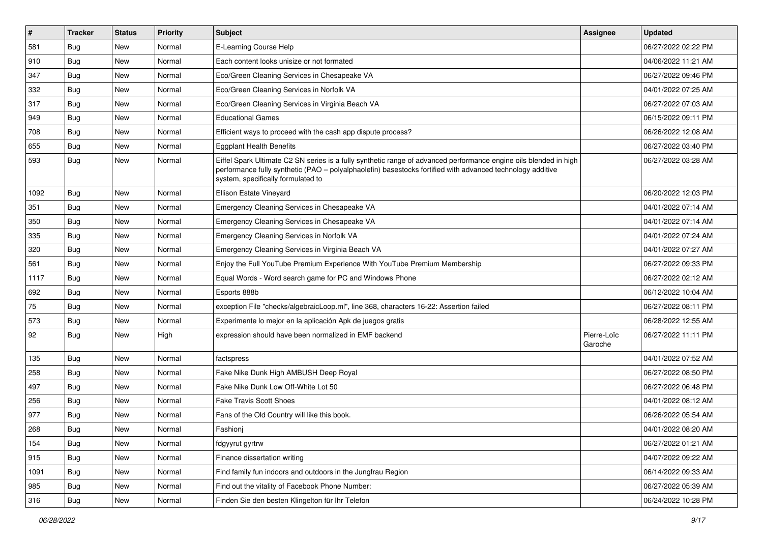| # | Tracker | Status | Priority | Subject | Assignee | Updated |
|---|---|---|---|---|---|---|
| 581 | Bug | New | Normal | E-Learning Course Help | | 06/27/2022 02:22 PM |
| 910 | Bug | New | Normal | Each content looks unisize or not formated | | 04/06/2022 11:21 AM |
| 347 | Bug | New | Normal | Eco/Green Cleaning Services in Chesapeake VA | | 06/27/2022 09:46 PM |
| 332 | Bug | New | Normal | Eco/Green Cleaning Services in Norfolk VA | | 04/01/2022 07:25 AM |
| 317 | Bug | New | Normal | Eco/Green Cleaning Services in Virginia Beach VA | | 06/27/2022 07:03 AM |
| 949 | Bug | New | Normal | Educational Games | | 06/15/2022 09:11 PM |
| 708 | Bug | New | Normal | Efficient ways to proceed with the cash app dispute process? | | 06/26/2022 12:08 AM |
| 655 | Bug | New | Normal | Eggplant Health Benefits | | 06/27/2022 03:40 PM |
| 593 | Bug | New | Normal | Eiffel Spark Ultimate C2 SN series is a fully synthetic range of advanced performance engine oils blended in high performance fully synthetic (PAO – polyalphaolefin) basestocks fortified with advanced technology additive system, specifically formulated to | | 06/27/2022 03:28 AM |
| 1092 | Bug | New | Normal | Ellison Estate Vineyard | | 06/20/2022 12:03 PM |
| 351 | Bug | New | Normal | Emergency Cleaning Services in Chesapeake VA | | 04/01/2022 07:14 AM |
| 350 | Bug | New | Normal | Emergency Cleaning Services in Chesapeake VA | | 04/01/2022 07:14 AM |
| 335 | Bug | New | Normal | Emergency Cleaning Services in Norfolk VA | | 04/01/2022 07:24 AM |
| 320 | Bug | New | Normal | Emergency Cleaning Services in Virginia Beach VA | | 04/01/2022 07:27 AM |
| 561 | Bug | New | Normal | Enjoy the Full YouTube Premium Experience With YouTube Premium Membership | | 06/27/2022 09:33 PM |
| 1117 | Bug | New | Normal | Equal Words - Word search game for PC and Windows Phone | | 06/27/2022 02:12 AM |
| 692 | Bug | New | Normal | Esports 888b | | 06/12/2022 10:04 AM |
| 75 | Bug | New | Normal | exception File "checks/algebraicLoop.ml", line 368, characters 16-22: Assertion failed | | 06/27/2022 08:11 PM |
| 573 | Bug | New | Normal | Experimente lo mejor en la aplicación Apk de juegos gratis | | 06/28/2022 12:55 AM |
| 92 | Bug | New | High | expression should have been normalized in EMF backend | Pierre-Loïc Garoche | 06/27/2022 11:11 PM |
| 135 | Bug | New | Normal | factspress | | 04/01/2022 07:52 AM |
| 258 | Bug | New | Normal | Fake Nike Dunk High AMBUSH Deep Royal | | 06/27/2022 08:50 PM |
| 497 | Bug | New | Normal | Fake Nike Dunk Low Off-White Lot 50 | | 06/27/2022 06:48 PM |
| 256 | Bug | New | Normal | Fake Travis Scott Shoes | | 04/01/2022 08:12 AM |
| 977 | Bug | New | Normal | Fans of the Old Country will like this book. | | 06/26/2022 05:54 AM |
| 268 | Bug | New | Normal | Fashionj | | 04/01/2022 08:20 AM |
| 154 | Bug | New | Normal | fdgyyrut gyrtrw | | 06/27/2022 01:21 AM |
| 915 | Bug | New | Normal | Finance dissertation writing | | 04/07/2022 09:22 AM |
| 1091 | Bug | New | Normal | Find family fun indoors and outdoors in the Jungfrau Region | | 06/14/2022 09:33 AM |
| 985 | Bug | New | Normal | Find out the vitality of Facebook Phone Number: | | 06/27/2022 05:39 AM |
| 316 | Bug | New | Normal | Finden Sie den besten Klingelton für Ihr Telefon | | 06/24/2022 10:28 PM |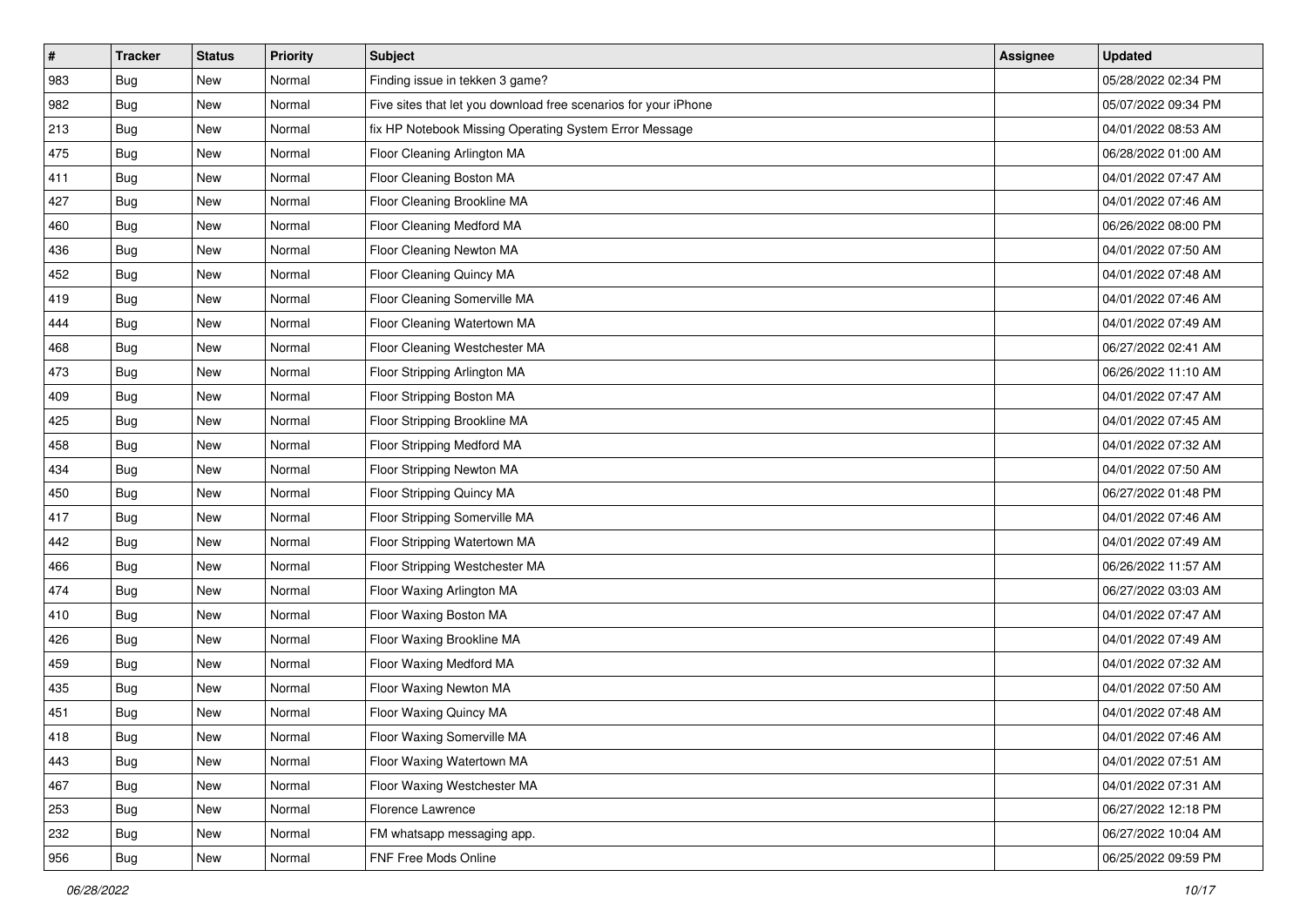| # | Tracker | Status | Priority | Subject | Assignee | Updated |
|---|---|---|---|---|---|---|
| 983 | Bug | New | Normal | Finding issue in tekken 3 game? | | 05/28/2022 02:34 PM |
| 982 | Bug | New | Normal | Five sites that let you download free scenarios for your iPhone | | 05/07/2022 09:34 PM |
| 213 | Bug | New | Normal | fix HP Notebook Missing Operating System Error Message | | 04/01/2022 08:53 AM |
| 475 | Bug | New | Normal | Floor Cleaning Arlington MA | | 06/28/2022 01:00 AM |
| 411 | Bug | New | Normal | Floor Cleaning Boston MA | | 04/01/2022 07:47 AM |
| 427 | Bug | New | Normal | Floor Cleaning Brookline MA | | 04/01/2022 07:46 AM |
| 460 | Bug | New | Normal | Floor Cleaning Medford MA | | 06/26/2022 08:00 PM |
| 436 | Bug | New | Normal | Floor Cleaning Newton MA | | 04/01/2022 07:50 AM |
| 452 | Bug | New | Normal | Floor Cleaning Quincy MA | | 04/01/2022 07:48 AM |
| 419 | Bug | New | Normal | Floor Cleaning Somerville MA | | 04/01/2022 07:46 AM |
| 444 | Bug | New | Normal | Floor Cleaning Watertown MA | | 04/01/2022 07:49 AM |
| 468 | Bug | New | Normal | Floor Cleaning Westchester MA | | 06/27/2022 02:41 AM |
| 473 | Bug | New | Normal | Floor Stripping Arlington MA | | 06/26/2022 11:10 AM |
| 409 | Bug | New | Normal | Floor Stripping Boston MA | | 04/01/2022 07:47 AM |
| 425 | Bug | New | Normal | Floor Stripping Brookline MA | | 04/01/2022 07:45 AM |
| 458 | Bug | New | Normal | Floor Stripping Medford MA | | 04/01/2022 07:32 AM |
| 434 | Bug | New | Normal | Floor Stripping Newton MA | | 04/01/2022 07:50 AM |
| 450 | Bug | New | Normal | Floor Stripping Quincy MA | | 06/27/2022 01:48 PM |
| 417 | Bug | New | Normal | Floor Stripping Somerville MA | | 04/01/2022 07:46 AM |
| 442 | Bug | New | Normal | Floor Stripping Watertown MA | | 04/01/2022 07:49 AM |
| 466 | Bug | New | Normal | Floor Stripping Westchester MA | | 06/26/2022 11:57 AM |
| 474 | Bug | New | Normal | Floor Waxing Arlington MA | | 06/27/2022 03:03 AM |
| 410 | Bug | New | Normal | Floor Waxing Boston MA | | 04/01/2022 07:47 AM |
| 426 | Bug | New | Normal | Floor Waxing Brookline MA | | 04/01/2022 07:49 AM |
| 459 | Bug | New | Normal | Floor Waxing Medford MA | | 04/01/2022 07:32 AM |
| 435 | Bug | New | Normal | Floor Waxing Newton MA | | 04/01/2022 07:50 AM |
| 451 | Bug | New | Normal | Floor Waxing Quincy MA | | 04/01/2022 07:48 AM |
| 418 | Bug | New | Normal | Floor Waxing Somerville MA | | 04/01/2022 07:46 AM |
| 443 | Bug | New | Normal | Floor Waxing Watertown MA | | 04/01/2022 07:51 AM |
| 467 | Bug | New | Normal | Floor Waxing Westchester MA | | 04/01/2022 07:31 AM |
| 253 | Bug | New | Normal | Florence Lawrence | | 06/27/2022 12:18 PM |
| 232 | Bug | New | Normal | FM whatsapp messaging app. | | 06/27/2022 10:04 AM |
| 956 | Bug | New | Normal | FNF Free Mods Online | | 06/25/2022 09:59 PM |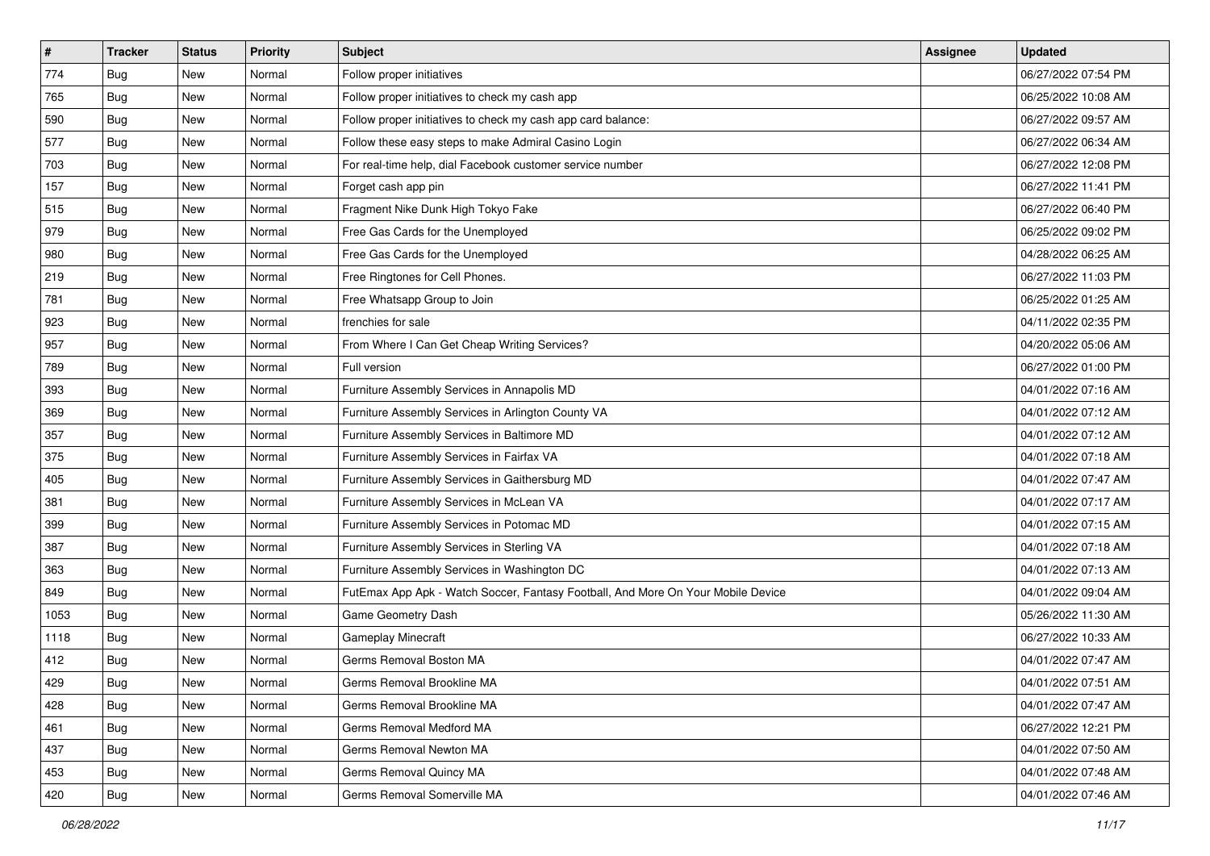| # | Tracker | Status | Priority | Subject | Assignee | Updated |
|---|---|---|---|---|---|---|
| 774 | Bug | New | Normal | Follow proper initiatives | | 06/27/2022 07:54 PM |
| 765 | Bug | New | Normal | Follow proper initiatives to check my cash app | | 06/25/2022 10:08 AM |
| 590 | Bug | New | Normal | Follow proper initiatives to check my cash app card balance: | | 06/27/2022 09:57 AM |
| 577 | Bug | New | Normal | Follow these easy steps to make Admiral Casino Login | | 06/27/2022 06:34 AM |
| 703 | Bug | New | Normal | For real-time help, dial Facebook customer service number | | 06/27/2022 12:08 PM |
| 157 | Bug | New | Normal | Forget cash app pin | | 06/27/2022 11:41 PM |
| 515 | Bug | New | Normal | Fragment Nike Dunk High Tokyo Fake | | 06/27/2022 06:40 PM |
| 979 | Bug | New | Normal | Free Gas Cards for the Unemployed | | 06/25/2022 09:02 PM |
| 980 | Bug | New | Normal | Free Gas Cards for the Unemployed | | 04/28/2022 06:25 AM |
| 219 | Bug | New | Normal | Free Ringtones for Cell Phones. | | 06/27/2022 11:03 PM |
| 781 | Bug | New | Normal | Free Whatsapp Group to Join | | 06/25/2022 01:25 AM |
| 923 | Bug | New | Normal | frenchies for sale | | 04/11/2022 02:35 PM |
| 957 | Bug | New | Normal | From Where I Can Get Cheap Writing Services? | | 04/20/2022 05:06 AM |
| 789 | Bug | New | Normal | Full version | | 06/27/2022 01:00 PM |
| 393 | Bug | New | Normal | Furniture Assembly Services in Annapolis MD | | 04/01/2022 07:16 AM |
| 369 | Bug | New | Normal | Furniture Assembly Services in Arlington County VA | | 04/01/2022 07:12 AM |
| 357 | Bug | New | Normal | Furniture Assembly Services in Baltimore MD | | 04/01/2022 07:12 AM |
| 375 | Bug | New | Normal | Furniture Assembly Services in Fairfax VA | | 04/01/2022 07:18 AM |
| 405 | Bug | New | Normal | Furniture Assembly Services in Gaithersburg MD | | 04/01/2022 07:47 AM |
| 381 | Bug | New | Normal | Furniture Assembly Services in McLean VA | | 04/01/2022 07:17 AM |
| 399 | Bug | New | Normal | Furniture Assembly Services in Potomac MD | | 04/01/2022 07:15 AM |
| 387 | Bug | New | Normal | Furniture Assembly Services in Sterling VA | | 04/01/2022 07:18 AM |
| 363 | Bug | New | Normal | Furniture Assembly Services in Washington DC | | 04/01/2022 07:13 AM |
| 849 | Bug | New | Normal | FutEmax App Apk - Watch Soccer, Fantasy Football, And More On Your Mobile Device | | 04/01/2022 09:04 AM |
| 1053 | Bug | New | Normal | Game Geometry Dash | | 05/26/2022 11:30 AM |
| 1118 | Bug | New | Normal | Gameplay Minecraft | | 06/27/2022 10:33 AM |
| 412 | Bug | New | Normal | Germs Removal Boston MA | | 04/01/2022 07:47 AM |
| 429 | Bug | New | Normal | Germs Removal Brookline MA | | 04/01/2022 07:51 AM |
| 428 | Bug | New | Normal | Germs Removal Brookline MA | | 04/01/2022 07:47 AM |
| 461 | Bug | New | Normal | Germs Removal Medford MA | | 06/27/2022 12:21 PM |
| 437 | Bug | New | Normal | Germs Removal Newton MA | | 04/01/2022 07:50 AM |
| 453 | Bug | New | Normal | Germs Removal Quincy MA | | 04/01/2022 07:48 AM |
| 420 | Bug | New | Normal | Germs Removal Somerville MA | | 04/01/2022 07:46 AM |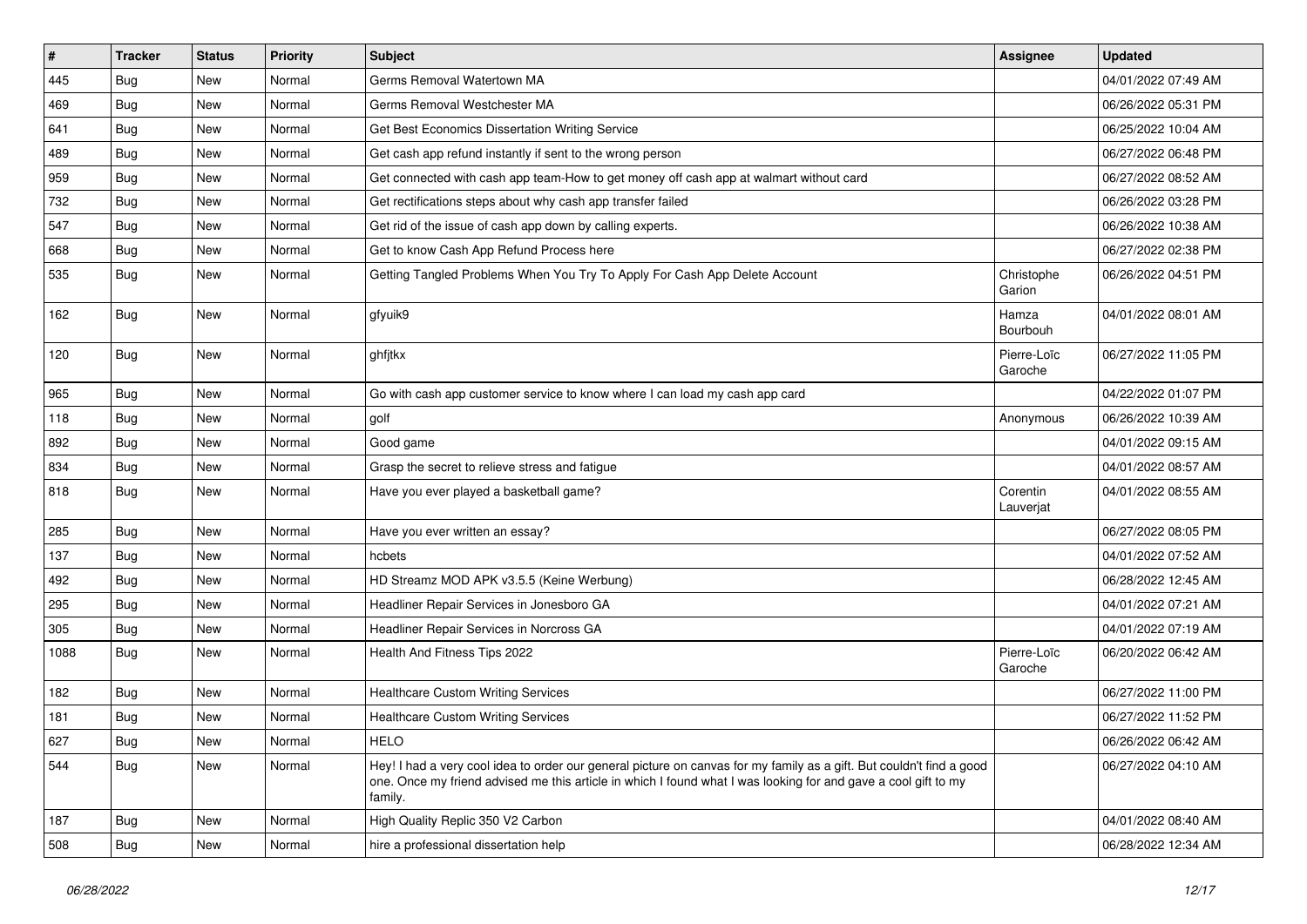| # | Tracker | Status | Priority | Subject | Assignee | Updated |
|---|---|---|---|---|---|---|
| 445 | Bug | New | Normal | Germs Removal Watertown MA | | 04/01/2022 07:49 AM |
| 469 | Bug | New | Normal | Germs Removal Westchester MA | | 06/26/2022 05:31 PM |
| 641 | Bug | New | Normal | Get Best Economics Dissertation Writing Service | | 06/25/2022 10:04 AM |
| 489 | Bug | New | Normal | Get cash app refund instantly if sent to the wrong person | | 06/27/2022 06:48 PM |
| 959 | Bug | New | Normal | Get connected with cash app team-How to get money off cash app at walmart without card | | 06/27/2022 08:52 AM |
| 732 | Bug | New | Normal | Get rectifications steps about why cash app transfer failed | | 06/26/2022 03:28 PM |
| 547 | Bug | New | Normal | Get rid of the issue of cash app down by calling experts. | | 06/26/2022 10:38 AM |
| 668 | Bug | New | Normal | Get to know Cash App Refund Process here | | 06/27/2022 02:38 PM |
| 535 | Bug | New | Normal | Getting Tangled Problems When You Try To Apply For Cash App Delete Account | Christophe Garion | 06/26/2022 04:51 PM |
| 162 | Bug | New | Normal | gfyuik9 | Hamza Bourbouh | 04/01/2022 08:01 AM |
| 120 | Bug | New | Normal | ghfjtkx | Pierre-Loïc Garoche | 06/27/2022 11:05 PM |
| 965 | Bug | New | Normal | Go with cash app customer service to know where I can load my cash app card | | 04/22/2022 01:07 PM |
| 118 | Bug | New | Normal | golf | Anonymous | 06/26/2022 10:39 AM |
| 892 | Bug | New | Normal | Good game | | 04/01/2022 09:15 AM |
| 834 | Bug | New | Normal | Grasp the secret to relieve stress and fatigue | | 04/01/2022 08:57 AM |
| 818 | Bug | New | Normal | Have you ever played a basketball game? | Corentin Lauverjat | 04/01/2022 08:55 AM |
| 285 | Bug | New | Normal | Have you ever written an essay? | | 06/27/2022 08:05 PM |
| 137 | Bug | New | Normal | hcbets | | 04/01/2022 07:52 AM |
| 492 | Bug | New | Normal | HD Streamz MOD APK v3.5.5 (Keine Werbung) | | 06/28/2022 12:45 AM |
| 295 | Bug | New | Normal | Headliner Repair Services in Jonesboro GA | | 04/01/2022 07:21 AM |
| 305 | Bug | New | Normal | Headliner Repair Services in Norcross GA | | 04/01/2022 07:19 AM |
| 1088 | Bug | New | Normal | Health And Fitness Tips 2022 | Pierre-Loïc Garoche | 06/20/2022 06:42 AM |
| 182 | Bug | New | Normal | Healthcare Custom Writing Services | | 06/27/2022 11:00 PM |
| 181 | Bug | New | Normal | Healthcare Custom Writing Services | | 06/27/2022 11:52 PM |
| 627 | Bug | New | Normal | HELO | | 06/26/2022 06:42 AM |
| 544 | Bug | New | Normal | Hey! I had a very cool idea to order our general picture on canvas for my family as a gift. But couldn't find a good one. Once my friend advised me this article in which I found what I was looking for and gave a cool gift to my family. | | 06/27/2022 04:10 AM |
| 187 | Bug | New | Normal | High Quality Replic 350 V2 Carbon | | 04/01/2022 08:40 AM |
| 508 | Bug | New | Normal | hire a professional dissertation help | | 06/28/2022 12:34 AM |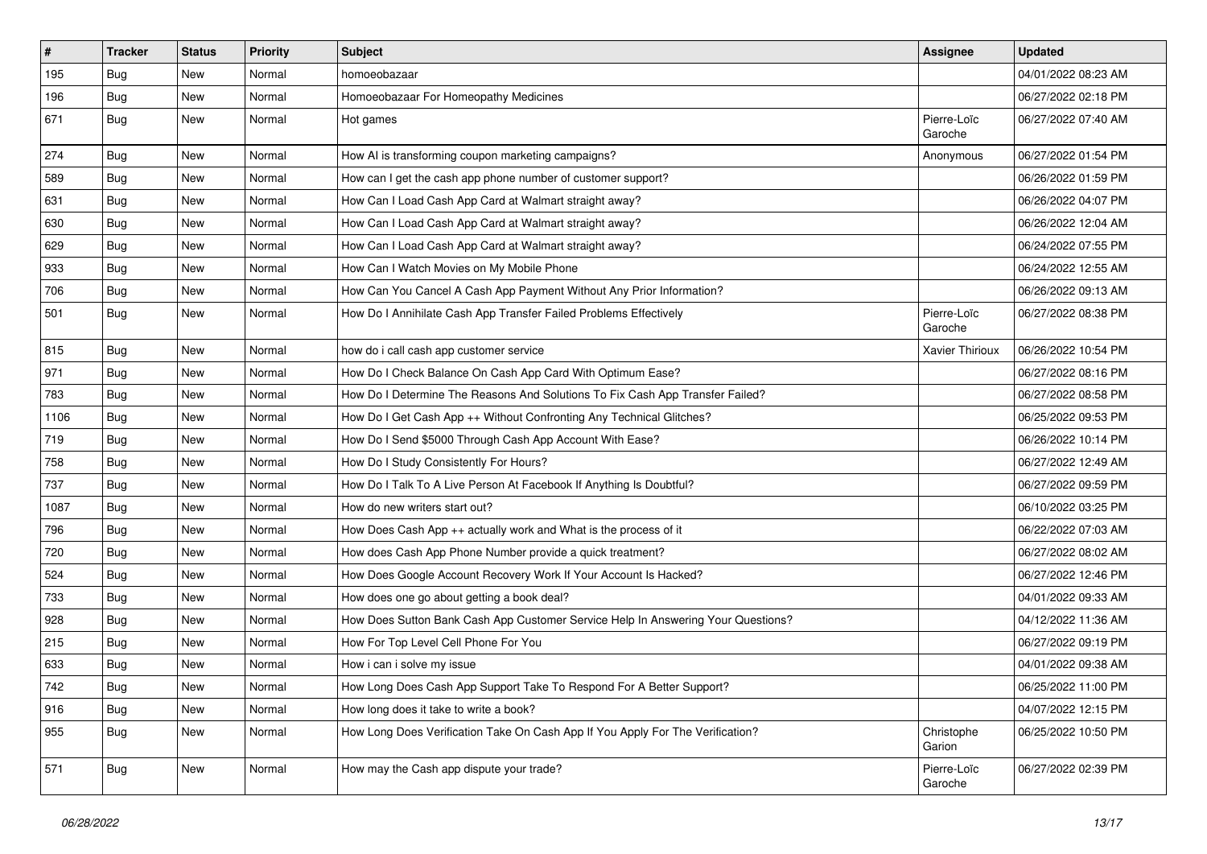| # | Tracker | Status | Priority | Subject | Assignee | Updated |
|---|---|---|---|---|---|---|
| 195 | Bug | New | Normal | homoeobazaar | | 04/01/2022 08:23 AM |
| 196 | Bug | New | Normal | Homoeobazaar For Homeopathy Medicines | | 06/27/2022 02:18 PM |
| 671 | Bug | New | Normal | Hot games | Pierre-Loïc Garoche | 06/27/2022 07:40 AM |
| 274 | Bug | New | Normal | How AI is transforming coupon marketing campaigns? | Anonymous | 06/27/2022 01:54 PM |
| 589 | Bug | New | Normal | How can I get the cash app phone number of customer support? | | 06/26/2022 01:59 PM |
| 631 | Bug | New | Normal | How Can I Load Cash App Card at Walmart straight away? | | 06/26/2022 04:07 PM |
| 630 | Bug | New | Normal | How Can I Load Cash App Card at Walmart straight away? | | 06/26/2022 12:04 AM |
| 629 | Bug | New | Normal | How Can I Load Cash App Card at Walmart straight away? | | 06/24/2022 07:55 PM |
| 933 | Bug | New | Normal | How Can I Watch Movies on My Mobile Phone | | 06/24/2022 12:55 AM |
| 706 | Bug | New | Normal | How Can You Cancel A Cash App Payment Without Any Prior Information? | | 06/26/2022 09:13 AM |
| 501 | Bug | New | Normal | How Do I Annihilate Cash App Transfer Failed Problems Effectively | Pierre-Loïc Garoche | 06/27/2022 08:38 PM |
| 815 | Bug | New | Normal | how do i call cash app customer service | Xavier Thirioux | 06/26/2022 10:54 PM |
| 971 | Bug | New | Normal | How Do I Check Balance On Cash App Card With Optimum Ease? | | 06/27/2022 08:16 PM |
| 783 | Bug | New | Normal | How Do I Determine The Reasons And Solutions To Fix Cash App Transfer Failed? | | 06/27/2022 08:58 PM |
| 1106 | Bug | New | Normal | How Do I Get Cash App ++ Without Confronting Any Technical Glitches? | | 06/25/2022 09:53 PM |
| 719 | Bug | New | Normal | How Do I Send $5000 Through Cash App Account With Ease? | | 06/26/2022 10:14 PM |
| 758 | Bug | New | Normal | How Do I Study Consistently For Hours? | | 06/27/2022 12:49 AM |
| 737 | Bug | New | Normal | How Do I Talk To A Live Person At Facebook If Anything Is Doubtful? | | 06/27/2022 09:59 PM |
| 1087 | Bug | New | Normal | How do new writers start out? | | 06/10/2022 03:25 PM |
| 796 | Bug | New | Normal | How Does Cash App ++ actually work and What is the process of it | | 06/22/2022 07:03 AM |
| 720 | Bug | New | Normal | How does Cash App Phone Number provide a quick treatment? | | 06/27/2022 08:02 AM |
| 524 | Bug | New | Normal | How Does Google Account Recovery Work If Your Account Is Hacked? | | 06/27/2022 12:46 PM |
| 733 | Bug | New | Normal | How does one go about getting a book deal? | | 04/01/2022 09:33 AM |
| 928 | Bug | New | Normal | How Does Sutton Bank Cash App Customer Service Help In Answering Your Questions? | | 04/12/2022 11:36 AM |
| 215 | Bug | New | Normal | How For Top Level Cell Phone For You | | 06/27/2022 09:19 PM |
| 633 | Bug | New | Normal | How i can i solve my issue | | 04/01/2022 09:38 AM |
| 742 | Bug | New | Normal | How Long Does Cash App Support Take To Respond For A Better Support? | | 06/25/2022 11:00 PM |
| 916 | Bug | New | Normal | How long does it take to write a book? | | 04/07/2022 12:15 PM |
| 955 | Bug | New | Normal | How Long Does Verification Take On Cash App If You Apply For The Verification? | Christophe Garion | 06/25/2022 10:50 PM |
| 571 | Bug | New | Normal | How may the Cash app dispute your trade? | Pierre-Loïc Garoche | 06/27/2022 02:39 PM |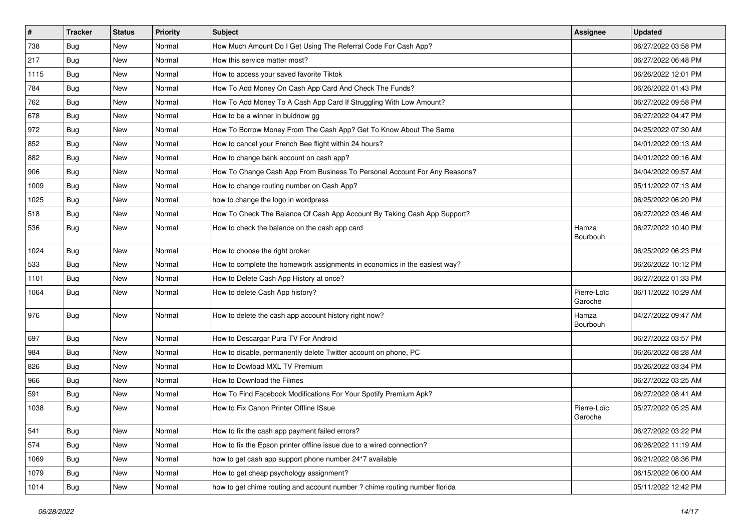| # | Tracker | Status | Priority | Subject | Assignee | Updated |
|---|---|---|---|---|---|---|
| 738 | Bug | New | Normal | How Much Amount Do I Get Using The Referral Code For Cash App? | | 06/27/2022 03:58 PM |
| 217 | Bug | New | Normal | How this service matter most? | | 06/27/2022 06:48 PM |
| 1115 | Bug | New | Normal | How to access your saved favorite Tiktok | | 06/26/2022 12:01 PM |
| 784 | Bug | New | Normal | How To Add Money On Cash App Card And Check The Funds? | | 06/26/2022 01:43 PM |
| 762 | Bug | New | Normal | How To Add Money To A Cash App Card If Struggling With Low Amount? | | 06/27/2022 09:58 PM |
| 678 | Bug | New | Normal | How to be a winner in buidnow gg | | 06/27/2022 04:47 PM |
| 972 | Bug | New | Normal | How To Borrow Money From The Cash App? Get To Know About The Same | | 04/25/2022 07:30 AM |
| 852 | Bug | New | Normal | How to cancel your French Bee flight within 24 hours? | | 04/01/2022 09:13 AM |
| 882 | Bug | New | Normal | How to change bank account on cash app? | | 04/01/2022 09:16 AM |
| 906 | Bug | New | Normal | How To Change Cash App From Business To Personal Account For Any Reasons? | | 04/04/2022 09:57 AM |
| 1009 | Bug | New | Normal | How to change routing number on Cash App? | | 05/11/2022 07:13 AM |
| 1025 | Bug | New | Normal | how to change the logo in wordpress | | 06/25/2022 06:20 PM |
| 518 | Bug | New | Normal | How To Check The Balance Of Cash App Account By Taking Cash App Support? | | 06/27/2022 03:46 AM |
| 536 | Bug | New | Normal | How to check the balance on the cash app card | Hamza Bourbouh | 06/27/2022 10:40 PM |
| 1024 | Bug | New | Normal | How to choose the right broker | | 06/25/2022 06:23 PM |
| 533 | Bug | New | Normal | How to complete the homework assignments in economics in the easiest way? | | 06/26/2022 10:12 PM |
| 1101 | Bug | New | Normal | How to Delete Cash App History at once? | | 06/27/2022 01:33 PM |
| 1064 | Bug | New | Normal | How to delete Cash App history? | Pierre-Loïc Garoche | 06/11/2022 10:29 AM |
| 976 | Bug | New | Normal | How to delete the cash app account history right now? | Hamza Bourbouh | 04/27/2022 09:47 AM |
| 697 | Bug | New | Normal | How to Descargar Pura TV For Android | | 06/27/2022 03:57 PM |
| 984 | Bug | New | Normal | How to disable, permanently delete Twitter account on phone, PC | | 06/26/2022 08:28 AM |
| 826 | Bug | New | Normal | How to Dowload MXL TV Premium | | 05/26/2022 03:34 PM |
| 966 | Bug | New | Normal | How to Download the Filmes | | 06/27/2022 03:25 AM |
| 591 | Bug | New | Normal | How To Find Facebook Modifications For Your Spotify Premium Apk? | | 06/27/2022 08:41 AM |
| 1038 | Bug | New | Normal | How to Fix Canon Printer Offline ISsue | Pierre-Loïc Garoche | 05/27/2022 05:25 AM |
| 541 | Bug | New | Normal | How to fix the cash app payment failed errors? | | 06/27/2022 03:22 PM |
| 574 | Bug | New | Normal | How to fix the Epson printer offline issue due to a wired connection? | | 06/26/2022 11:19 AM |
| 1069 | Bug | New | Normal | how to get cash app support phone number 24*7 available | | 06/21/2022 08:36 PM |
| 1079 | Bug | New | Normal | How to get cheap psychology assignment? | | 06/15/2022 06:00 AM |
| 1014 | Bug | New | Normal | how to get chime routing and account number ? chime routing number florida | | 05/11/2022 12:42 PM |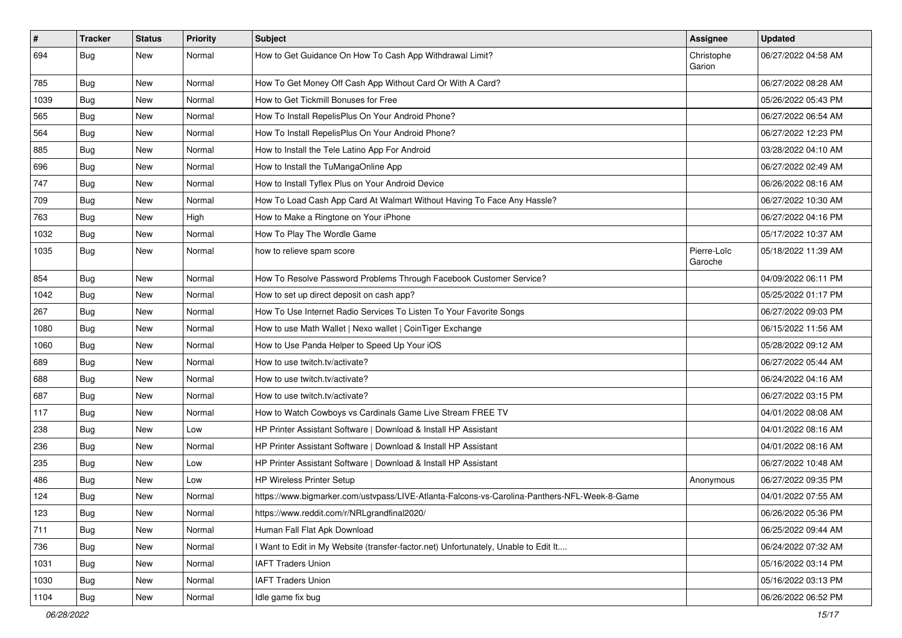| # | Tracker | Status | Priority | Subject | Assignee | Updated |
|---|---|---|---|---|---|---|
| 694 | Bug | New | Normal | How to Get Guidance On How To Cash App Withdrawal Limit? | Christophe Garion | 06/27/2022 04:58 AM |
| 785 | Bug | New | Normal | How To Get Money Off Cash App Without Card Or With A Card? | | 06/27/2022 08:28 AM |
| 1039 | Bug | New | Normal | How to Get Tickmill Bonuses for Free | | 05/26/2022 05:43 PM |
| 565 | Bug | New | Normal | How To Install RepelisPlus On Your Android Phone? | | 06/27/2022 06:54 AM |
| 564 | Bug | New | Normal | How To Install RepelisPlus On Your Android Phone? | | 06/27/2022 12:23 PM |
| 885 | Bug | New | Normal | How to Install the Tele Latino App For Android | | 03/28/2022 04:10 AM |
| 696 | Bug | New | Normal | How to Install the TuMangaOnline App | | 06/27/2022 02:49 AM |
| 747 | Bug | New | Normal | How to Install Tyflex Plus on Your Android Device | | 06/26/2022 08:16 AM |
| 709 | Bug | New | Normal | How To Load Cash App Card At Walmart Without Having To Face Any Hassle? | | 06/27/2022 10:30 AM |
| 763 | Bug | New | High | How to Make a Ringtone on Your iPhone | | 06/27/2022 04:16 PM |
| 1032 | Bug | New | Normal | How To Play The Wordle Game | | 05/17/2022 10:37 AM |
| 1035 | Bug | New | Normal | how to relieve spam score | Pierre-Loïc Garoche | 05/18/2022 11:39 AM |
| 854 | Bug | New | Normal | How To Resolve Password Problems Through Facebook Customer Service? | | 04/09/2022 06:11 PM |
| 1042 | Bug | New | Normal | How to set up direct deposit on cash app? | | 05/25/2022 01:17 PM |
| 267 | Bug | New | Normal | How To Use Internet Radio Services To Listen To Your Favorite Songs | | 06/27/2022 09:03 PM |
| 1080 | Bug | New | Normal | How to use Math Wallet \| Nexo wallet \| CoinTiger Exchange | | 06/15/2022 11:56 AM |
| 1060 | Bug | New | Normal | How to Use Panda Helper to Speed Up Your iOS | | 05/28/2022 09:12 AM |
| 689 | Bug | New | Normal | How to use twitch.tv/activate? | | 06/27/2022 05:44 AM |
| 688 | Bug | New | Normal | How to use twitch.tv/activate? | | 06/24/2022 04:16 AM |
| 687 | Bug | New | Normal | How to use twitch.tv/activate? | | 06/27/2022 03:15 PM |
| 117 | Bug | New | Normal | How to Watch Cowboys vs Cardinals Game Live Stream FREE TV | | 04/01/2022 08:08 AM |
| 238 | Bug | New | Low | HP Printer Assistant Software \| Download & Install HP Assistant | | 04/01/2022 08:16 AM |
| 236 | Bug | New | Normal | HP Printer Assistant Software \| Download & Install HP Assistant | | 04/01/2022 08:16 AM |
| 235 | Bug | New | Low | HP Printer Assistant Software \| Download & Install HP Assistant | | 06/27/2022 10:48 AM |
| 486 | Bug | New | Low | HP Wireless Printer Setup | Anonymous | 06/27/2022 09:35 PM |
| 124 | Bug | New | Normal | https://www.bigmarker.com/ustvpass/LIVE-Atlanta-Falcons-vs-Carolina-Panthers-NFL-Week-8-Game | | 04/01/2022 07:55 AM |
| 123 | Bug | New | Normal | https://www.reddit.com/r/NRLgrandfinal2020/ | | 06/26/2022 05:36 PM |
| 711 | Bug | New | Normal | Human Fall Flat Apk Download | | 06/25/2022 09:44 AM |
| 736 | Bug | New | Normal | I Want to Edit in My Website (transfer-factor.net) Unfortunately, Unable to Edit It.... | | 06/24/2022 07:32 AM |
| 1031 | Bug | New | Normal | IAFT Traders Union | | 05/16/2022 03:14 PM |
| 1030 | Bug | New | Normal | IAFT Traders Union | | 05/16/2022 03:13 PM |
| 1104 | Bug | New | Normal | Idle game fix bug | | 06/26/2022 06:52 PM |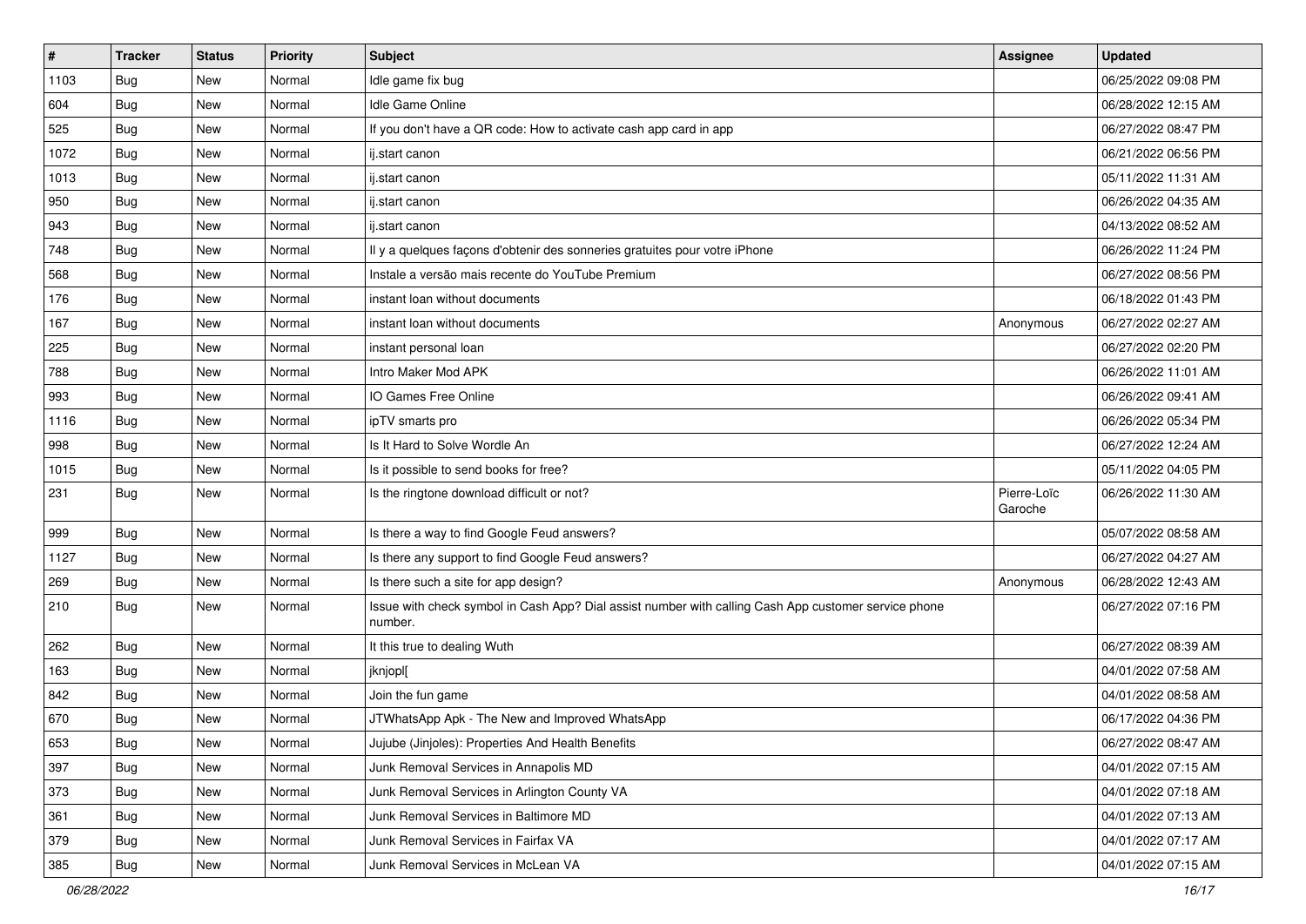| # | Tracker | Status | Priority | Subject | Assignee | Updated |
|---|---|---|---|---|---|---|
| 1103 | Bug | New | Normal | Idle game fix bug | | 06/25/2022 09:08 PM |
| 604 | Bug | New | Normal | Idle Game Online | | 06/28/2022 12:15 AM |
| 525 | Bug | New | Normal | If you don't have a QR code: How to activate cash app card in app | | 06/27/2022 08:47 PM |
| 1072 | Bug | New | Normal | ij.start canon | | 06/21/2022 06:56 PM |
| 1013 | Bug | New | Normal | ij.start canon | | 05/11/2022 11:31 AM |
| 950 | Bug | New | Normal | ij.start canon | | 06/26/2022 04:35 AM |
| 943 | Bug | New | Normal | ij.start canon | | 04/13/2022 08:52 AM |
| 748 | Bug | New | Normal | Il y a quelques façons d'obtenir des sonneries gratuites pour votre iPhone | | 06/26/2022 11:24 PM |
| 568 | Bug | New | Normal | Instale a versão mais recente do YouTube Premium | | 06/27/2022 08:56 PM |
| 176 | Bug | New | Normal | instant loan without documents | | 06/18/2022 01:43 PM |
| 167 | Bug | New | Normal | instant loan without documents | Anonymous | 06/27/2022 02:27 AM |
| 225 | Bug | New | Normal | instant personal loan | | 06/27/2022 02:20 PM |
| 788 | Bug | New | Normal | Intro Maker Mod APK | | 06/26/2022 11:01 AM |
| 993 | Bug | New | Normal | IO Games Free Online | | 06/26/2022 09:41 AM |
| 1116 | Bug | New | Normal | ipTV smarts pro | | 06/26/2022 05:34 PM |
| 998 | Bug | New | Normal | Is It Hard to Solve Wordle An | | 06/27/2022 12:24 AM |
| 1015 | Bug | New | Normal | Is it possible to send books for free? | | 05/11/2022 04:05 PM |
| 231 | Bug | New | Normal | Is the ringtone download difficult or not? | Pierre-Loïc Garoche | 06/26/2022 11:30 AM |
| 999 | Bug | New | Normal | Is there a way to find Google Feud answers? | | 05/07/2022 08:58 AM |
| 1127 | Bug | New | Normal | Is there any support to find Google Feud answers? | | 06/27/2022 04:27 AM |
| 269 | Bug | New | Normal | Is there such a site for app design? | Anonymous | 06/28/2022 12:43 AM |
| 210 | Bug | New | Normal | Issue with check symbol in Cash App? Dial assist number with calling Cash App customer service phone number. | | 06/27/2022 07:16 PM |
| 262 | Bug | New | Normal | It this true to dealing Wuth | | 06/27/2022 08:39 AM |
| 163 | Bug | New | Normal | jknjopl[ | | 04/01/2022 07:58 AM |
| 842 | Bug | New | Normal | Join the fun game | | 04/01/2022 08:58 AM |
| 670 | Bug | New | Normal | JTWhatsApp Apk - The New and Improved WhatsApp | | 06/17/2022 04:36 PM |
| 653 | Bug | New | Normal | Jujube (Jinjoles): Properties And Health Benefits | | 06/27/2022 08:47 AM |
| 397 | Bug | New | Normal | Junk Removal Services in Annapolis MD | | 04/01/2022 07:15 AM |
| 373 | Bug | New | Normal | Junk Removal Services in Arlington County VA | | 04/01/2022 07:18 AM |
| 361 | Bug | New | Normal | Junk Removal Services in Baltimore MD | | 04/01/2022 07:13 AM |
| 379 | Bug | New | Normal | Junk Removal Services in Fairfax VA | | 04/01/2022 07:17 AM |
| 385 | Bug | New | Normal | Junk Removal Services in McLean VA | | 04/01/2022 07:15 AM |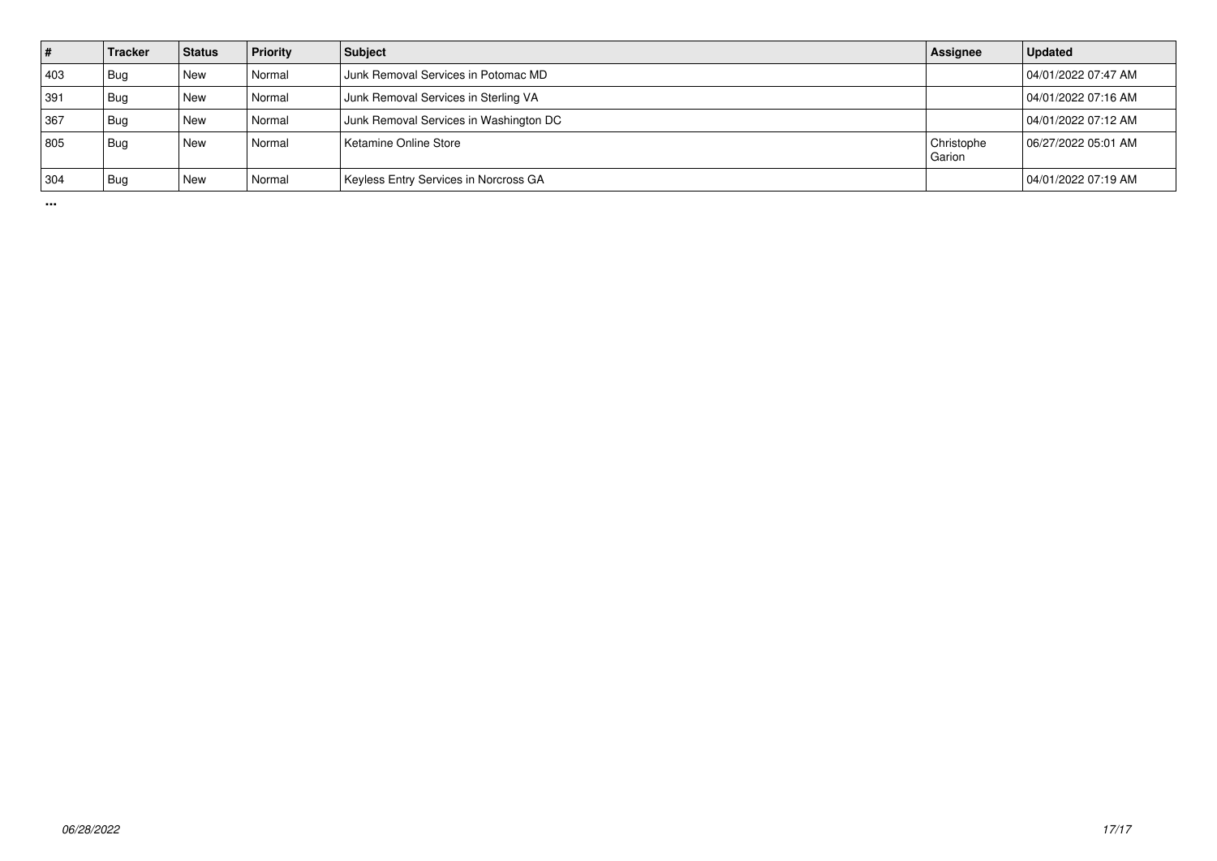| # | Tracker | Status | Priority | Subject | Assignee | Updated |
|---|---|---|---|---|---|---|
| 403 | Bug | New | Normal | Junk Removal Services in Potomac MD | | 04/01/2022 07:47 AM |
| 391 | Bug | New | Normal | Junk Removal Services in Sterling VA | | 04/01/2022 07:16 AM |
| 367 | Bug | New | Normal | Junk Removal Services in Washington DC | | 04/01/2022 07:12 AM |
| 805 | Bug | New | Normal | Ketamine Online Store | Christophe Garion | 06/27/2022 05:01 AM |
| 304 | Bug | New | Normal | Keyless Entry Services in Norcross GA | | 04/01/2022 07:19 AM |

...